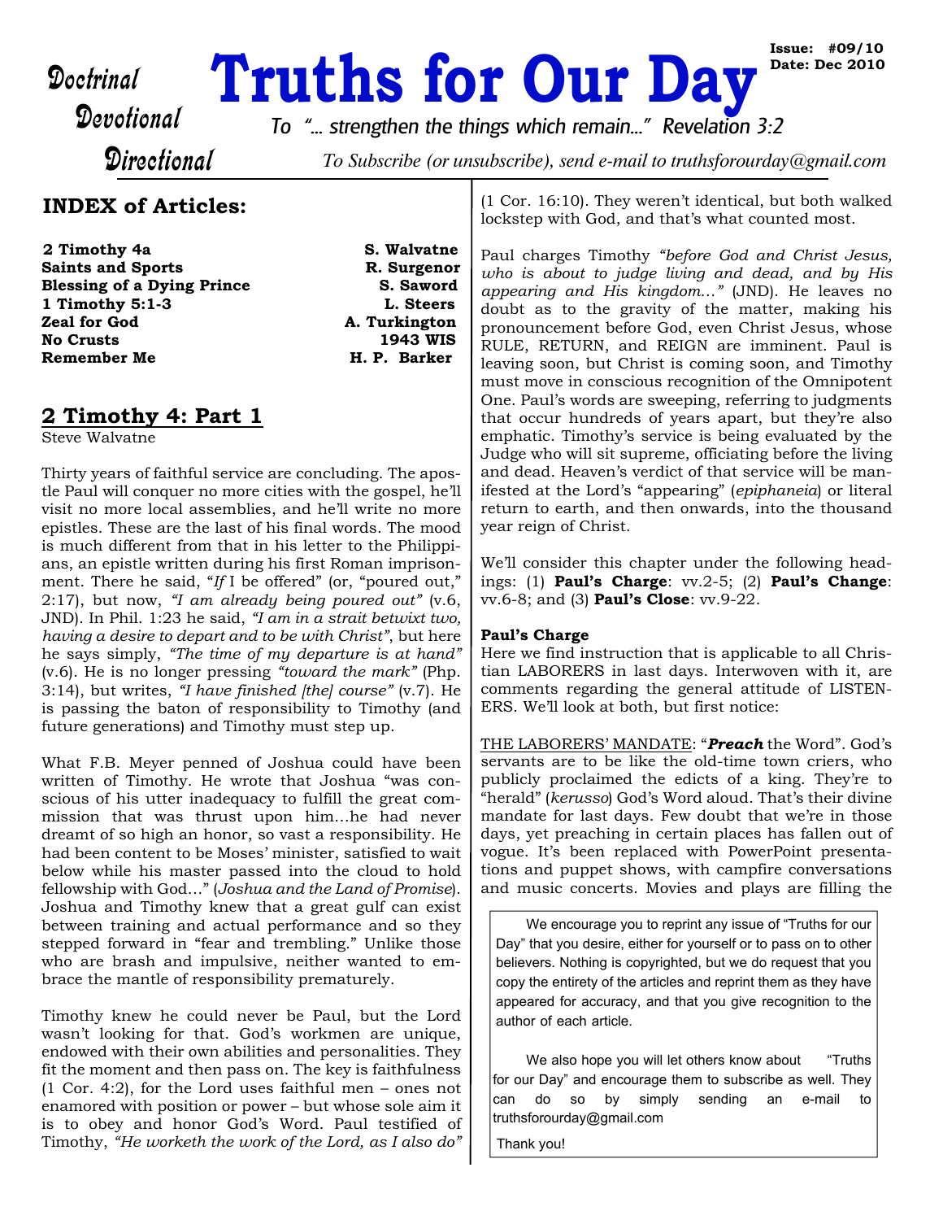Doctrinal
Devotional
Directional

# Truths for Our Day

**Issue: #09/10**
**Date: Dec 2010**

*To "... strengthen the things which remain..." Revelation 3:2*

*To Subscribe (or unsubscribe), send e-mail to truthsforourday@gmail.com*

## INDEX of Articles:

| | |
|---|---|
| **2 Timothy 4a** | **S. Walvatne** |
| **Saints and Sports** | **R. Surgenor** |
| **Blessing of a Dying Prince** | **S. Saword** |
| **1 Timothy 5:1-3** | **L. Steers** |
| **Zeal for God** | **A. Turkington** |
| **No Crusts** | **1943 WIS** |
| **Remember Me** | **H. P. Barker** |

## 2 Timothy 4: Part 1

Steve Walvatne

Thirty years of faithful service are concluding. The apostle Paul will conquer no more cities with the gospel, he'll visit no more local assemblies, and he'll write no more epistles. These are the last of his final words. The mood is much different from that in his letter to the Philippians, an epistle written during his first Roman imprisonment. There he said, "*If* I be offered" (or, "poured out," 2:17), but now, *"I am already being poured out"* (v.6, JND). In Phil. 1:23 he said, *"I am in a strait betwixt two, having a desire to depart and to be with Christ"*, but here he says simply, *"The time of my departure is at hand"* (v.6). He is no longer pressing *"toward the mark"* (Php. 3:14), but writes, *"I have finished [the] course"* (v.7). He is passing the baton of responsibility to Timothy (and future generations) and Timothy must step up.

What F.B. Meyer penned of Joshua could have been written of Timothy. He wrote that Joshua "was conscious of his utter inadequacy to fulfill the great commission that was thrust upon him...he had never dreamt of so high an honor, so vast a responsibility. He had been content to be Moses' minister, satisfied to wait below while his master passed into the cloud to hold fellowship with God..." (*Joshua and the Land of Promise*). Joshua and Timothy knew that a great gulf can exist between training and actual performance and so they stepped forward in "fear and trembling." Unlike those who are brash and impulsive, neither wanted to embrace the mantle of responsibility prematurely.

Timothy knew he could never be Paul, but the Lord wasn't looking for that. God's workmen are unique, endowed with their own abilities and personalities. They fit the moment and then pass on. The key is faithfulness (1 Cor. 4:2), for the Lord uses faithful men – ones not enamored with position or power – but whose sole aim it is to obey and honor God's Word. Paul testified of Timothy, *"He worketh the work of the Lord, as I also do"* (1 Cor. 16:10). They weren't identical, but both walked lockstep with God, and that's what counted most.

Paul charges Timothy *"before God and Christ Jesus, who is about to judge living and dead, and by His appearing and His kingdom..."* (JND). He leaves no doubt as to the gravity of the matter, making his pronouncement before God, even Christ Jesus, whose RULE, RETURN, and REIGN are imminent. Paul is leaving soon, but Christ is coming soon, and Timothy must move in conscious recognition of the Omnipotent One. Paul's words are sweeping, referring to judgments that occur hundreds of years apart, but they're also emphatic. Timothy's service is being evaluated by the Judge who will sit supreme, officiating before the living and dead. Heaven's verdict of that service will be manifested at the Lord's "appearing" (*epiphaneia*) or literal return to earth, and then onwards, into the thousand year reign of Christ.

We'll consider this chapter under the following headings: (1) **Paul's Charge**: vv.2-5; (2) **Paul's Change**: vv.6-8; and (3) **Paul's Close**: vv.9-22.

### Paul's Charge

Here we find instruction that is applicable to all Christian LABORERS in last days. Interwoven with it, are comments regarding the general attitude of LISTENERS. We'll look at both, but first notice:

THE LABORERS' MANDATE: "***Preach*** the Word". God's servants are to be like the old-time town criers, who publicly proclaimed the edicts of a king. They're to "herald" (*kerusso*) God's Word aloud. That's their divine mandate for last days. Few doubt that we're in those days, yet preaching in certain places has fallen out of vogue. It's been replaced with PowerPoint presentations and puppet shows, with campfire conversations and music concerts. Movies and plays are filling the

> We encourage you to reprint any issue of "Truths for our Day" that you desire, either for yourself or to pass on to other believers. Nothing is copyrighted, but we do request that you copy the entirety of the articles and reprint them as they have appeared for accuracy, and that you give recognition to the author of each article.
>
> We also hope you will let others know about "Truths for our Day" and encourage them to subscribe as well. They can do so by simply sending an e-mail to truthsforourday@gmail.com
>
> Thank you!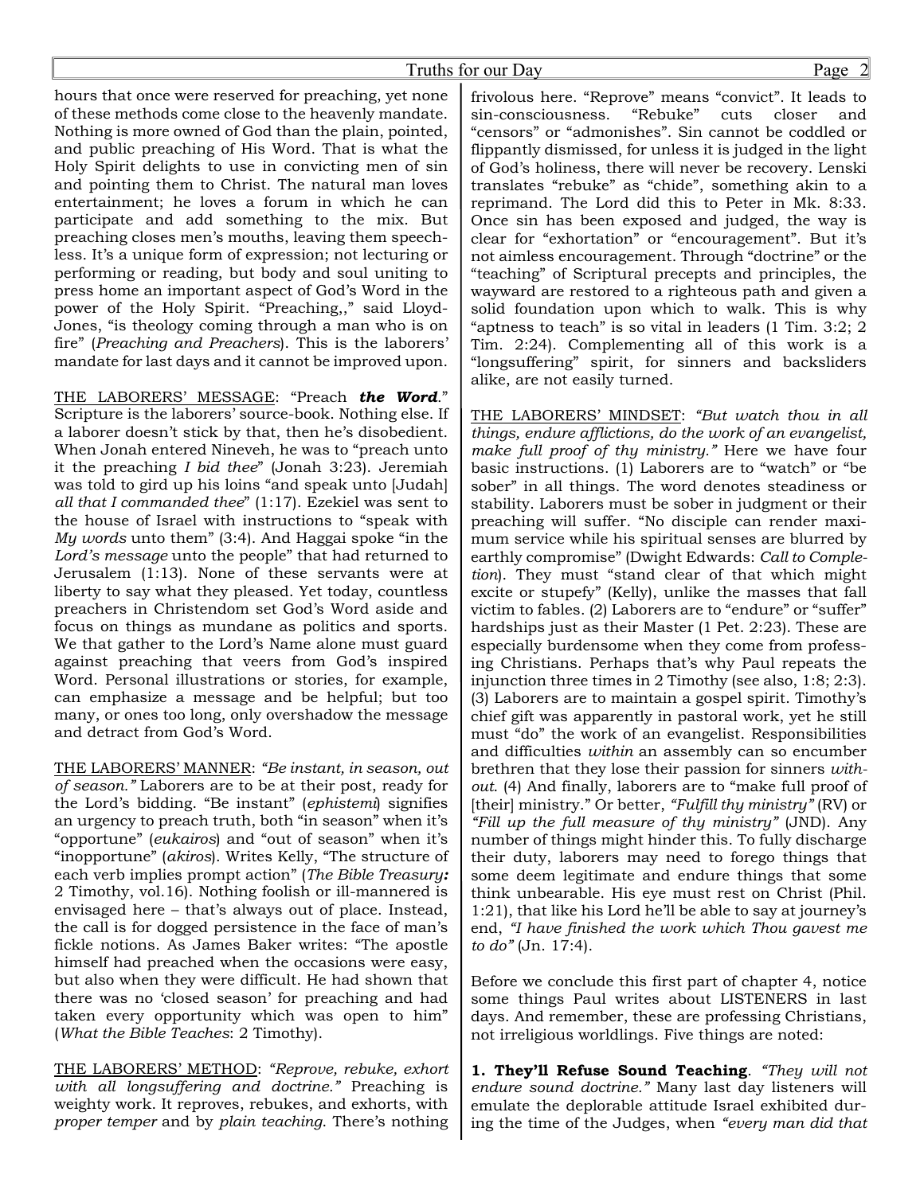hours that once were reserved for preaching, yet none of these methods come close to the heavenly mandate. Nothing is more owned of God than the plain, pointed, and public preaching of His Word. That is what the Holy Spirit delights to use in convicting men of sin and pointing them to Christ. The natural man loves entertainment; he loves a forum in which he can participate and add something to the mix. But preaching closes men's mouths, leaving them speechless. It's a unique form of expression; not lecturing or performing or reading, but body and soul uniting to press home an important aspect of God's Word in the power of the Holy Spirit. "Preaching,," said Lloyd-Jones, "is theology coming through a man who is on fire" (*Preaching and Preachers*). This is the laborers' mandate for last days and it cannot be improved upon.

<u>THE LABORERS' MESSAGE</u>: "Preach ***the Word***." Scripture is the laborers' source-book. Nothing else. If a laborer doesn't stick by that, then he's disobedient. When Jonah entered Nineveh, he was to "preach unto it the preaching *I bid thee*" (Jonah 3:23). Jeremiah was told to gird up his loins "and speak unto [Judah] *all that I commanded thee*" (1:17). Ezekiel was sent to the house of Israel with instructions to "speak with *My words* unto them" (3:4). And Haggai spoke "in the *Lord's message* unto the people" that had returned to Jerusalem (1:13). None of these servants were at liberty to say what they pleased. Yet today, countless preachers in Christendom set God's Word aside and focus on things as mundane as politics and sports. We that gather to the Lord's Name alone must guard against preaching that veers from God's inspired Word. Personal illustrations or stories, for example, can emphasize a message and be helpful; but too many, or ones too long, only overshadow the message and detract from God's Word.

<u>THE LABORERS' MANNER</u>: *"Be instant, in season, out of season."* Laborers are to be at their post, ready for the Lord's bidding. "Be instant" (*ephistemi*) signifies an urgency to preach truth, both "in season" when it's "opportune" (*eukairos*) and "out of season" when it's "inopportune" (*akiros*). Writes Kelly, "The structure of each verb implies prompt action" (*The Bible Treasury:* 2 Timothy, vol.16). Nothing foolish or ill-mannered is envisaged here – that's always out of place. Instead, the call is for dogged persistence in the face of man's fickle notions. As James Baker writes: "The apostle himself had preached when the occasions were easy, but also when they were difficult. He had shown that there was no 'closed season' for preaching and had taken every opportunity which was open to him" (*What the Bible Teaches*: 2 Timothy).

<u>THE LABORERS' METHOD</u>: *"Reprove, rebuke, exhort with all longsuffering and doctrine."* Preaching is weighty work. It reproves, rebukes, and exhorts, with *proper temper* and by *plain teaching.* There's nothing frivolous here. "Reprove" means "convict". It leads to sin-consciousness. "Rebuke" cuts closer and "censors" or "admonishes". Sin cannot be coddled or flippantly dismissed, for unless it is judged in the light of God's holiness, there will never be recovery. Lenski translates "rebuke" as "chide", something akin to a reprimand. The Lord did this to Peter in Mk. 8:33. Once sin has been exposed and judged, the way is clear for "exhortation" or "encouragement". But it's not aimless encouragement. Through "doctrine" or the "teaching" of Scriptural precepts and principles, the wayward are restored to a righteous path and given a solid foundation upon which to walk. This is why "aptness to teach" is so vital in leaders (1 Tim. 3:2; 2 Tim. 2:24). Complementing all of this work is a "longsuffering" spirit, for sinners and backsliders alike, are not easily turned.

<u>THE LABORERS' MINDSET</u>: *"But watch thou in all things, endure afflictions, do the work of an evangelist, make full proof of thy ministry."* Here we have four basic instructions. (1) Laborers are to "watch" or "be sober" in all things. The word denotes steadiness or stability. Laborers must be sober in judgment or their preaching will suffer. "No disciple can render maximum service while his spiritual senses are blurred by earthly compromise" (Dwight Edwards: *Call to Completion*). They must "stand clear of that which might excite or stupefy" (Kelly), unlike the masses that fall victim to fables. (2) Laborers are to "endure" or "suffer" hardships just as their Master (1 Pet. 2:23). These are especially burdensome when they come from professing Christians. Perhaps that's why Paul repeats the injunction three times in 2 Timothy (see also, 1:8; 2:3). (3) Laborers are to maintain a gospel spirit. Timothy's chief gift was apparently in pastoral work, yet he still must "do" the work of an evangelist. Responsibilities and difficulties *within* an assembly can so encumber brethren that they lose their passion for sinners *without*. (4) And finally, laborers are to "make full proof of [their] ministry." Or better, *"Fulfill thy ministry"* (RV) or *"Fill up the full measure of thy ministry"* (JND). Any number of things might hinder this. To fully discharge their duty, laborers may need to forego things that some deem legitimate and endure things that some think unbearable. His eye must rest on Christ (Phil. 1:21), that like his Lord he'll be able to say at journey's end, *"I have finished the work which Thou gavest me to do"* (Jn. 17:4).

Before we conclude this first part of chapter 4, notice some things Paul writes about LISTENERS in last days. And remember, these are professing Christians, not irreligious worldlings. Five things are noted:

**1. They'll Refuse Sound Teaching**. *"They will not endure sound doctrine."* Many last day listeners will emulate the deplorable attitude Israel exhibited during the time of the Judges, when *"every man did that*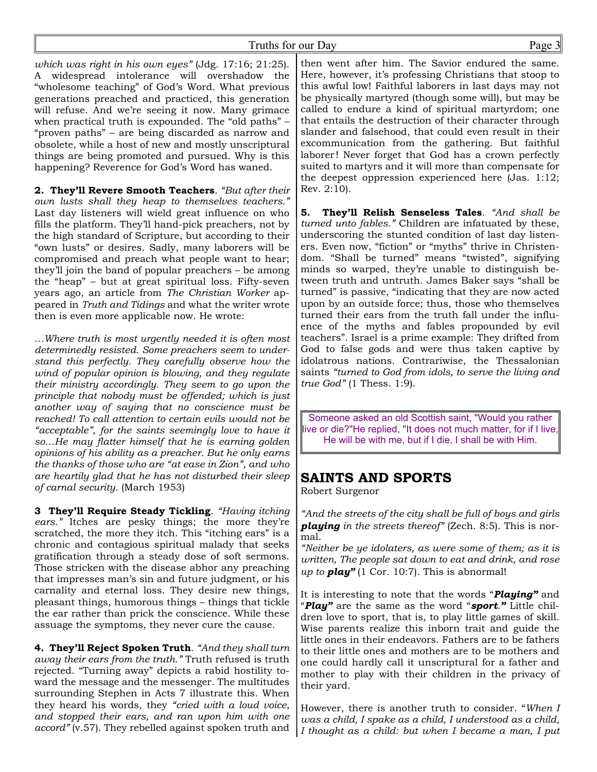*which was right in his own eyes"* (Jdg. 17:16; 21:25). A widespread intolerance will overshadow the "wholesome teaching" of God's Word. What previous generations preached and practiced, this generation will refuse. And we're seeing it now. Many grimace when practical truth is expounded. The "old paths" – "proven paths" – are being discarded as narrow and obsolete, while a host of new and mostly unscriptural things are being promoted and pursued. Why is this happening? Reverence for God's Word has waned.

**2. They'll Revere Smooth Teachers**. *"But after their own lusts shall they heap to themselves teachers."* Last day listeners will wield great influence on who fills the platform. They'll hand-pick preachers, not by the high standard of Scripture, but according to their "own lusts" or desires. Sadly, many laborers will be compromised and preach what people want to hear; they'll join the band of popular preachers – be among the "heap" – but at great spiritual loss. Fifty-seven years ago, an article from *The Christian Worker* appeared in *Truth and Tidings* and what the writer wrote then is even more applicable now. He wrote:

*…Where truth is most urgently needed it is often most determinedly resisted. Some preachers seem to understand this perfectly. They carefully observe how the wind of popular opinion is blowing, and they regulate their ministry accordingly. They seem to go upon the principle that nobody must be offended; which is just another way of saying that no conscience must be reached! To call attention to certain evils would not be "acceptable", for the saints seemingly love to have it so…He may flatter himself that he is earning golden opinions of his ability as a preacher. But he only earns the thanks of those who are "at ease in Zion", and who are heartily glad that he has not disturbed their sleep of carnal security.* (March 1953)

**3 They'll Require Steady Tickling**. *"Having itching ears."* Itches are pesky things; the more they're scratched, the more they itch. This "itching ears" is a chronic and contagious spiritual malady that seeks gratification through a steady dose of soft sermons. Those stricken with the disease abhor any preaching that impresses man's sin and future judgment, or his carnality and eternal loss. They desire new things, pleasant things, humorous things – things that tickle the ear rather than prick the conscience. While these assuage the symptoms, they never cure the cause.

**4. They'll Reject Spoken Truth**. *"And they shall turn away their ears from the truth."* Truth refused is truth rejected. "Turning away" depicts a rabid hostility toward the message and the messenger. The multitudes surrounding Stephen in Acts 7 illustrate this. When they heard his words, they *"cried with a loud voice, and stopped their ears, and ran upon him with one accord"* (v.57). They rebelled against spoken truth and then went after him. The Savior endured the same. Here, however, it's professing Christians that stoop to this awful low! Faithful laborers in last days may not be physically martyred (though some will), but may be called to endure a kind of spiritual martyrdom; one that entails the destruction of their character through slander and falsehood, that could even result in their excommunication from the gathering. But faithful laborer! Never forget that God has a crown perfectly suited to martyrs and it will more than compensate for the deepest oppression experienced here (Jas. 1:12; Rev. 2:10).

**5. They'll Relish Senseless Tales**. *"And shall be turned unto fables."* Children are infatuated by these, underscoring the stunted condition of last day listeners. Even now, "fiction" or "myths" thrive in Christendom. "Shall be turned" means "twisted", signifying minds so warped, they're unable to distinguish between truth and untruth. James Baker says "shall be turned" is passive, "indicating that they are now acted upon by an outside force; thus, those who themselves turned their ears from the truth fall under the influence of the myths and fables propounded by evil teachers". Israel is a prime example: They drifted from God to false gods and were thus taken captive by idolatrous nations. Contrariwise, the Thessalonian saints *"turned to God from idols, to serve the living and true God"* (1 Thess. 1:9).

> Someone asked an old Scottish saint, "Would you rather live or die?"He replied, "It does not much matter, for if I live, He will be with me, but if I die, I shall be with Him.

## SAINTS AND SPORTS

Robert Surgenor

*"And the streets of the city shall be full of boys and girls* ***playing*** *in the streets thereof"* (Zech. 8:5). This is normal.

*"Neither be ye idolaters, as were some of them; as it is written, The people sat down to eat and drink, and rose up to* ***play"*** (1 Cor. 10:7). This is abnormal!

It is interesting to note that the words "***Playing"*** and "***Play"*** are the same as the word "***sport."*** Little children love to sport, that is, to play little games of skill. Wise parents realize this inborn trait and guide the little ones in their endeavors. Fathers are to be fathers to their little ones and mothers are to be mothers and one could hardly call it unscriptural for a father and mother to play with their children in the privacy of their yard.

However, there is another truth to consider. "*When I was a child, I spake as a child, I understood as a child, I thought as a child: but when I became a man, I put*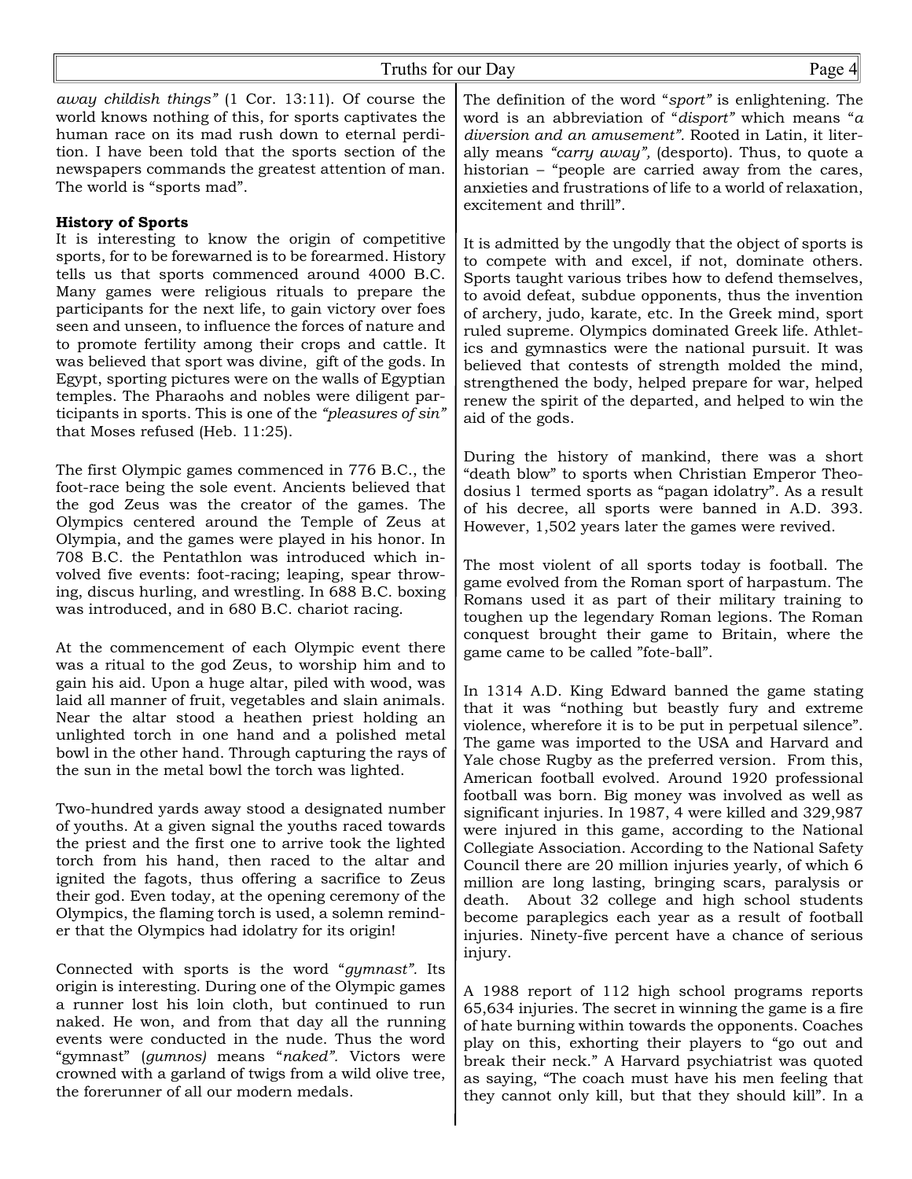*away childish things"* (1 Cor. 13:11). Of course the world knows nothing of this, for sports captivates the human race on its mad rush down to eternal perdition. I have been told that the sports section of the newspapers commands the greatest attention of man. The world is "sports mad".

**History of Sports**

It is interesting to know the origin of competitive sports, for to be forewarned is to be forearmed. History tells us that sports commenced around 4000 B.C. Many games were religious rituals to prepare the participants for the next life, to gain victory over foes seen and unseen, to influence the forces of nature and to promote fertility among their crops and cattle. It was believed that sport was divine, gift of the gods. In Egypt, sporting pictures were on the walls of Egyptian temples. The Pharaohs and nobles were diligent participants in sports. This is one of the *"pleasures of sin"* that Moses refused (Heb. 11:25).

The first Olympic games commenced in 776 B.C., the foot-race being the sole event. Ancients believed that the god Zeus was the creator of the games. The Olympics centered around the Temple of Zeus at Olympia, and the games were played in his honor. In 708 B.C. the Pentathlon was introduced which involved five events: foot-racing; leaping, spear throwing, discus hurling, and wrestling. In 688 B.C. boxing was introduced, and in 680 B.C. chariot racing.

At the commencement of each Olympic event there was a ritual to the god Zeus, to worship him and to gain his aid. Upon a huge altar, piled with wood, was laid all manner of fruit, vegetables and slain animals. Near the altar stood a heathen priest holding an unlighted torch in one hand and a polished metal bowl in the other hand. Through capturing the rays of the sun in the metal bowl the torch was lighted.

Two-hundred yards away stood a designated number of youths. At a given signal the youths raced towards the priest and the first one to arrive took the lighted torch from his hand, then raced to the altar and ignited the fagots, thus offering a sacrifice to Zeus their god. Even today, at the opening ceremony of the Olympics, the flaming torch is used, a solemn reminder that the Olympics had idolatry for its origin!

Connected with sports is the word "*gymnast"*. Its origin is interesting. During one of the Olympic games a runner lost his loin cloth, but continued to run naked. He won, and from that day all the running events were conducted in the nude. Thus the word "gymnast" (*gumnos)* means "*naked".* Victors were crowned with a garland of twigs from a wild olive tree, the forerunner of all our modern medals.

The definition of the word "*sport"* is enlightening. The word is an abbreviation of "*disport"* which means "*a diversion and an amusement"*. Rooted in Latin, it literally means *"carry away",* (desporto). Thus, to quote a historian – "people are carried away from the cares, anxieties and frustrations of life to a world of relaxation, excitement and thrill".

It is admitted by the ungodly that the object of sports is to compete with and excel, if not, dominate others. Sports taught various tribes how to defend themselves, to avoid defeat, subdue opponents, thus the invention of archery, judo, karate, etc. In the Greek mind, sport ruled supreme. Olympics dominated Greek life. Athletics and gymnastics were the national pursuit. It was believed that contests of strength molded the mind, strengthened the body, helped prepare for war, helped renew the spirit of the departed, and helped to win the aid of the gods.

During the history of mankind, there was a short "death blow" to sports when Christian Emperor Theodosius l termed sports as "pagan idolatry". As a result of his decree, all sports were banned in A.D. 393. However, 1,502 years later the games were revived.

The most violent of all sports today is football. The game evolved from the Roman sport of harpastum. The Romans used it as part of their military training to toughen up the legendary Roman legions. The Roman conquest brought their game to Britain, where the game came to be called "fote-ball".

In 1314 A.D. King Edward banned the game stating that it was "nothing but beastly fury and extreme violence, wherefore it is to be put in perpetual silence". The game was imported to the USA and Harvard and Yale chose Rugby as the preferred version. From this, American football evolved. Around 1920 professional football was born. Big money was involved as well as significant injuries. In 1987, 4 were killed and 329,987 were injured in this game, according to the National Collegiate Association. According to the National Safety Council there are 20 million injuries yearly, of which 6 million are long lasting, bringing scars, paralysis or death. About 32 college and high school students become paraplegics each year as a result of football injuries. Ninety-five percent have a chance of serious injury.

A 1988 report of 112 high school programs reports 65,634 injuries. The secret in winning the game is a fire of hate burning within towards the opponents. Coaches play on this, exhorting their players to "go out and break their neck." A Harvard psychiatrist was quoted as saying, "The coach must have his men feeling that they cannot only kill, but that they should kill". In a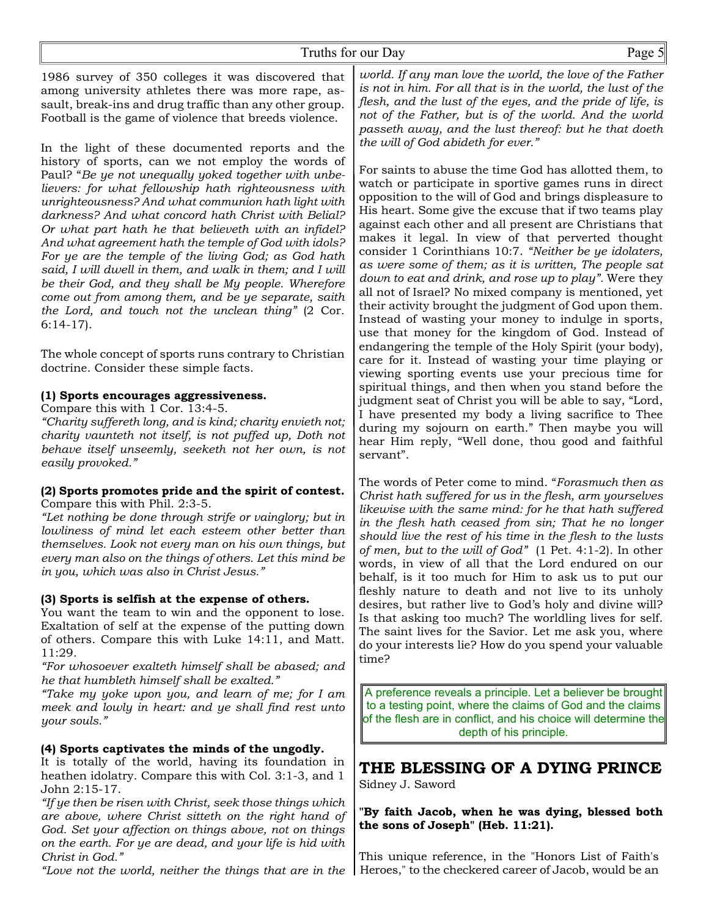1986 survey of 350 colleges it was discovered that among university athletes there was more rape, assault, break-ins and drug traffic than any other group. Football is the game of violence that breeds violence.

In the light of these documented reports and the history of sports, can we not employ the words of Paul? "*Be ye not unequally yoked together with unbelievers: for what fellowship hath righteousness with unrighteousness? And what communion hath light with darkness? And what concord hath Christ with Belial? Or what part hath he that believeth with an infidel? And what agreement hath the temple of God with idols? For ye are the temple of the living God; as God hath said, I will dwell in them, and walk in them; and I will be their God, and they shall be My people. Wherefore come out from among them, and be ye separate, saith the Lord, and touch not the unclean thing*" (2 Cor. 6:14-17).

The whole concept of sports runs contrary to Christian doctrine. Consider these simple facts.

**(1) Sports encourages aggressiveness.**
Compare this with 1 Cor. 13:4-5.
*"Charity suffereth long, and is kind; charity envieth not; charity vaunteth not itself, is not puffed up, Doth not behave itself unseemly, seeketh not her own, is not easily provoked."*

**(2) Sports promotes pride and the spirit of contest.**
Compare this with Phil. 2:3-5.
*"Let nothing be done through strife or vainglory; but in lowliness of mind let each esteem other better than themselves. Look not every man on his own things, but every man also on the things of others. Let this mind be in you, which was also in Christ Jesus."*

**(3) Sports is selfish at the expense of others.**
You want the team to win and the opponent to lose. Exaltation of self at the expense of the putting down of others. Compare this with Luke 14:11, and Matt. 11:29.
*"For whosoever exalteth himself shall be abased; and he that humbleth himself shall be exalted."*
*"Take my yoke upon you, and learn of me; for I am meek and lowly in heart: and ye shall find rest unto your souls."*

**(4) Sports captivates the minds of the ungodly.**
It is totally of the world, having its foundation in heathen idolatry. Compare this with Col. 3:1-3, and 1 John 2:15-17.
*"If ye then be risen with Christ, seek those things which are above, where Christ sitteth on the right hand of God. Set your affection on things above, not on things on the earth. For ye are dead, and your life is hid with Christ in God."*
*"Love not the world, neither the things that are in the world. If any man love the world, the love of the Father is not in him. For all that is in the world, the lust of the flesh, and the lust of the eyes, and the pride of life, is not of the Father, but is of the world. And the world passeth away, and the lust thereof: but he that doeth the will of God abideth for ever."*

For saints to abuse the time God has allotted them, to watch or participate in sportive games runs in direct opposition to the will of God and brings displeasure to His heart. Some give the excuse that if two teams play against each other and all present are Christians that makes it legal. In view of that perverted thought consider 1 Corinthians 10:7. *"Neither be ye idolaters, as were some of them; as it is written, The people sat down to eat and drink, and rose up to play"*. Were they all not of Israel? No mixed company is mentioned, yet their activity brought the judgment of God upon them. Instead of wasting your money to indulge in sports, use that money for the kingdom of God. Instead of endangering the temple of the Holy Spirit (your body), care for it. Instead of wasting your time playing or viewing sporting events use your precious time for spiritual things, and then when you stand before the judgment seat of Christ you will be able to say, "Lord, I have presented my body a living sacrifice to Thee during my sojourn on earth." Then maybe you will hear Him reply, "Well done, thou good and faithful servant".

The words of Peter come to mind. "*Forasmuch then as Christ hath suffered for us in the flesh, arm yourselves likewise with the same mind: for he that hath suffered in the flesh hath ceased from sin; That he no longer should live the rest of his time in the flesh to the lusts of men, but to the will of God*" (1 Pet. 4:1-2). In other words, in view of all that the Lord endured on our behalf, is it too much for Him to ask us to put our fleshly nature to death and not live to its unholy desires, but rather live to God's holy and divine will? Is that asking too much? The worldling lives for self. The saint lives for the Savior. Let me ask you, where do your interests lie? How do you spend your valuable time?

> A preference reveals a principle. Let a believer be brought to a testing point, where the claims of God and the claims of the flesh are in conflict, and his choice will determine the depth of his principle.

## THE BLESSING OF A DYING PRINCE

Sidney J. Saword

**"By faith Jacob, when he was dying, blessed both the sons of Joseph" (Heb. 11:21).**

This unique reference, in the "Honors List of Faith's Heroes," to the checkered career of Jacob, would be an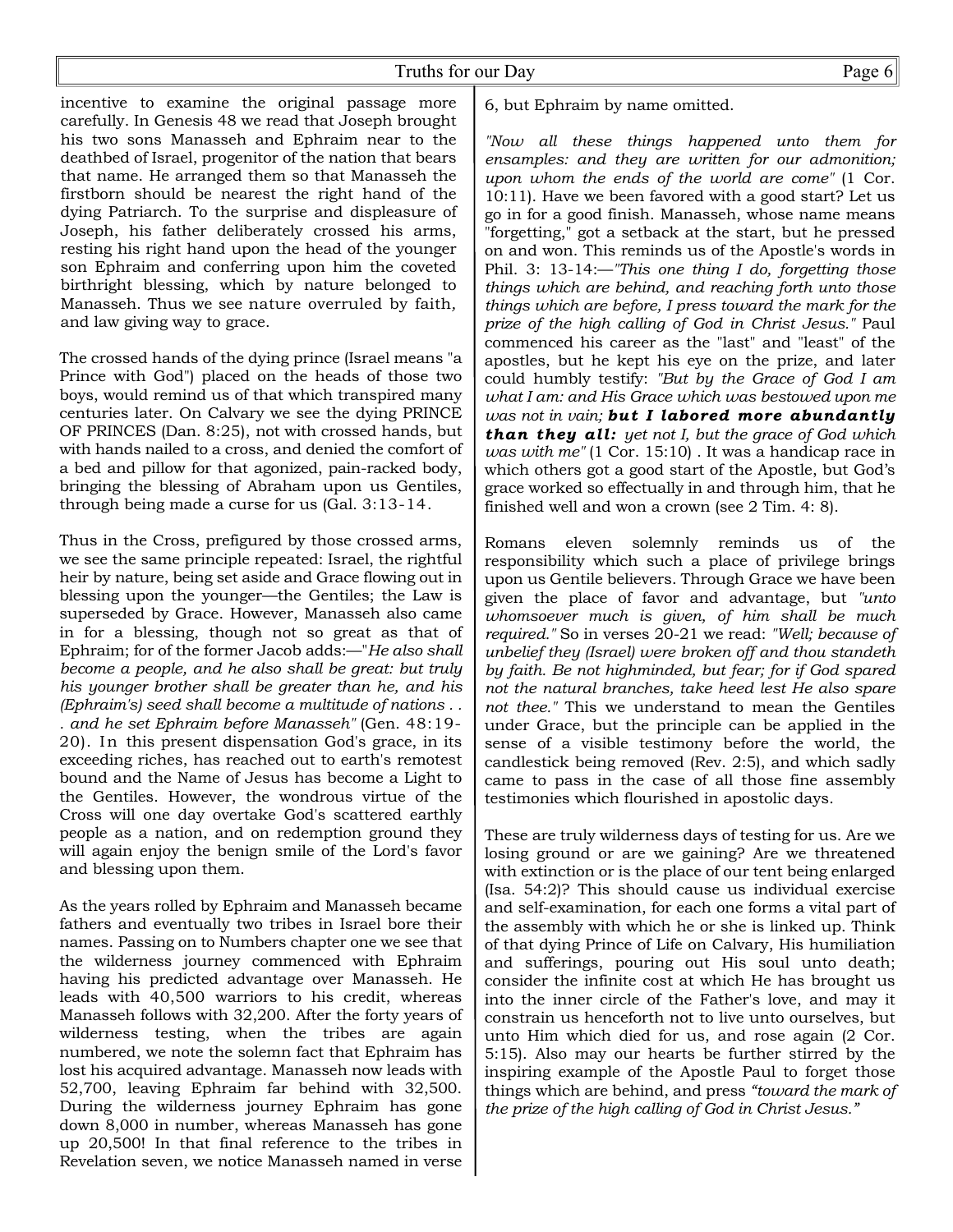incentive to examine the original passage more carefully. In Genesis 48 we read that Joseph brought his two sons Manasseh and Ephraim near to the deathbed of Israel, progenitor of the nation that bears that name. He arranged them so that Manasseh the firstborn should be nearest the right hand of the dying Patriarch. To the surprise and displeasure of Joseph, his father deliberately crossed his arms, resting his right hand upon the head of the younger son Ephraim and conferring upon him the coveted birthright blessing, which by nature belonged to Manasseh. Thus we see nature overruled by faith, and law giving way to grace.

The crossed hands of the dying prince (Israel means "a Prince with God") placed on the heads of those two boys, would remind us of that which transpired many centuries later. On Calvary we see the dying PRINCE OF PRINCES (Dan. 8:25), not with crossed hands, but with hands nailed to a cross, and denied the comfort of a bed and pillow for that agonized, pain-racked body, bringing the blessing of Abraham upon us Gentiles, through being made a curse for us (Gal. 3:13-14.

Thus in the Cross, prefigured by those crossed arms, we see the same principle repeated: Israel, the rightful heir by nature, being set aside and Grace flowing out in blessing upon the younger—the Gentiles; the Law is superseded by Grace. However, Manasseh also came in for a blessing, though not so great as that of Ephraim; for of the former Jacob adds:—"*He also shall become a people, and he also shall be great: but truly his younger brother shall be greater than he, and his (Ephraim's) seed shall become a multitude of nations . . . and he set Ephraim before Manasseh"* (Gen. 48:19-20). In this present dispensation God's grace, in its exceeding riches, has reached out to earth's remotest bound and the Name of Jesus has become a Light to the Gentiles. However, the wondrous virtue of the Cross will one day overtake God's scattered earthly people as a nation, and on redemption ground they will again enjoy the benign smile of the Lord's favor and blessing upon them.

As the years rolled by Ephraim and Manasseh became fathers and eventually two tribes in Israel bore their names. Passing on to Numbers chapter one we see that the wilderness journey commenced with Ephraim having his predicted advantage over Manasseh. He leads with 40,500 warriors to his credit, whereas Manasseh follows with 32,200. After the forty years of wilderness testing, when the tribes are again numbered, we note the solemn fact that Ephraim has lost his acquired advantage. Manasseh now leads with 52,700, leaving Ephraim far behind with 32,500. During the wilderness journey Ephraim has gone down 8,000 in number, whereas Manasseh has gone up 20,500! In that final reference to the tribes in Revelation seven, we notice Manasseh named in verse 6, but Ephraim by name omitted.

*"Now all these things happened unto them for ensamples: and they are written for our admonition; upon whom the ends of the world are come"* (1 Cor. 10:11). Have we been favored with a good start? Let us go in for a good finish. Manasseh, whose name means "forgetting," got a setback at the start, but he pressed on and won. This reminds us of the Apostle's words in Phil. 3: 13-14:—*"This one thing I do, forgetting those things which are behind, and reaching forth unto those things which are before, I press toward the mark for the prize of the high calling of God in Christ Jesus."* Paul commenced his career as the "last" and "least" of the apostles, but he kept his eye on the prize, and later could humbly testify: *"But by the Grace of God I am what I am: and His Grace which was bestowed upon me was not in vain;* ***but I labored more abundantly than they all:*** *yet not I, but the grace of God which was with me"* (1 Cor. 15:10) . It was a handicap race in which others got a good start of the Apostle, but God's grace worked so effectually in and through him, that he finished well and won a crown (see 2 Tim. 4: 8).

Romans eleven solemnly reminds us of the responsibility which such a place of privilege brings upon us Gentile believers. Through Grace we have been given the place of favor and advantage, but *"unto whomsoever much is given, of him shall be much required."* So in verses 20-21 we read: *"Well; because of unbelief they (Israel) were broken off and thou standeth by faith. Be not highminded, but fear; for if God spared not the natural branches, take heed lest He also spare not thee."* This we understand to mean the Gentiles under Grace, but the principle can be applied in the sense of a visible testimony before the world, the candlestick being removed (Rev. 2:5), and which sadly came to pass in the case of all those fine assembly testimonies which flourished in apostolic days.

These are truly wilderness days of testing for us. Are we losing ground or are we gaining? Are we threatened with extinction or is the place of our tent being enlarged (Isa. 54:2)? This should cause us individual exercise and self-examination, for each one forms a vital part of the assembly with which he or she is linked up. Think of that dying Prince of Life on Calvary, His humiliation and sufferings, pouring out His soul unto death; consider the infinite cost at which He has brought us into the inner circle of the Father's love, and may it constrain us henceforth not to live unto ourselves, but unto Him which died for us, and rose again (2 Cor. 5:15). Also may our hearts be further stirred by the inspiring example of the Apostle Paul to forget those things which are behind, and press *"toward the mark of the prize of the high calling of God in Christ Jesus."*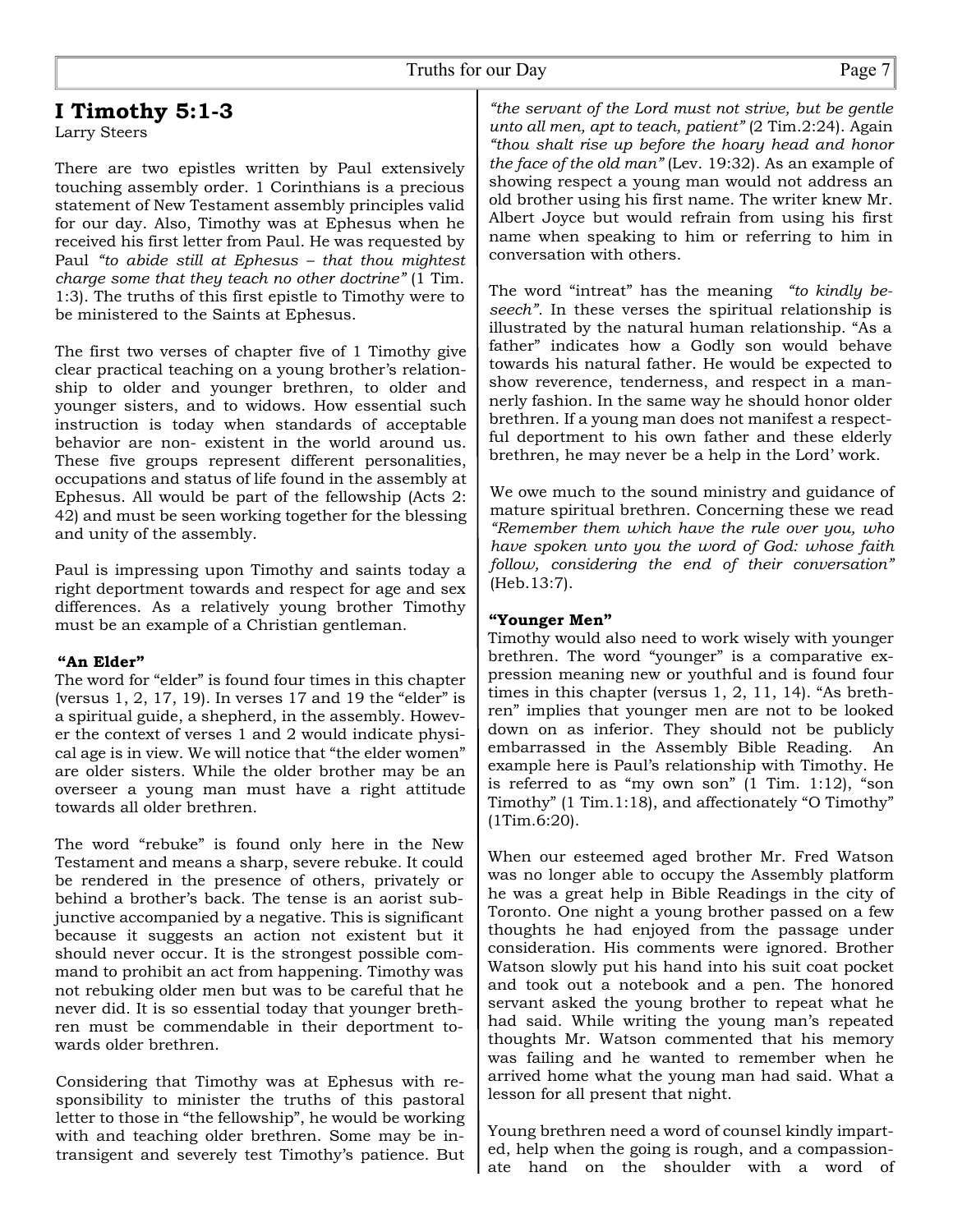# I Timothy 5:1-3

Larry Steers

There are two epistles written by Paul extensively touching assembly order. 1 Corinthians is a precious statement of New Testament assembly principles valid for our day. Also, Timothy was at Ephesus when he received his first letter from Paul. He was requested by Paul *"to abide still at Ephesus – that thou mightest charge some that they teach no other doctrine"* (1 Tim. 1:3). The truths of this first epistle to Timothy were to be ministered to the Saints at Ephesus.

The first two verses of chapter five of 1 Timothy give clear practical teaching on a young brother's relationship to older and younger brethren, to older and younger sisters, and to widows. How essential such instruction is today when standards of acceptable behavior are non- existent in the world around us. These five groups represent different personalities, occupations and status of life found in the assembly at Ephesus. All would be part of the fellowship (Acts 2: 42) and must be seen working together for the blessing and unity of the assembly.

Paul is impressing upon Timothy and saints today a right deportment towards and respect for age and sex differences. As a relatively young brother Timothy must be an example of a Christian gentleman.

**"An Elder"**

The word for "elder" is found four times in this chapter (versus 1, 2, 17, 19). In verses 17 and 19 the "elder" is a spiritual guide, a shepherd, in the assembly. However the context of verses 1 and 2 would indicate physical age is in view. We will notice that "the elder women" are older sisters. While the older brother may be an overseer a young man must have a right attitude towards all older brethren.

The word "rebuke" is found only here in the New Testament and means a sharp, severe rebuke. It could be rendered in the presence of others, privately or behind a brother's back. The tense is an aorist subjunctive accompanied by a negative. This is significant because it suggests an action not existent but it should never occur. It is the strongest possible command to prohibit an act from happening. Timothy was not rebuking older men but was to be careful that he never did. It is so essential today that younger brethren must be commendable in their deportment towards older brethren.

Considering that Timothy was at Ephesus with responsibility to minister the truths of this pastoral letter to those in "the fellowship", he would be working with and teaching older brethren. Some may be intransigent and severely test Timothy's patience. But *"the servant of the Lord must not strive, but be gentle unto all men, apt to teach, patient"* (2 Tim.2:24). Again *"thou shalt rise up before the hoary head and honor the face of the old man"* (Lev. 19:32). As an example of showing respect a young man would not address an old brother using his first name. The writer knew Mr. Albert Joyce but would refrain from using his first name when speaking to him or referring to him in conversation with others.

The word "intreat" has the meaning *"to kindly beseech"*. In these verses the spiritual relationship is illustrated by the natural human relationship. "As a father" indicates how a Godly son would behave towards his natural father. He would be expected to show reverence, tenderness, and respect in a mannerly fashion. In the same way he should honor older brethren. If a young man does not manifest a respectful deportment to his own father and these elderly brethren, he may never be a help in the Lord' work.

We owe much to the sound ministry and guidance of mature spiritual brethren. Concerning these we read *"Remember them which have the rule over you, who have spoken unto you the word of God: whose faith follow, considering the end of their conversation"* (Heb.13:7).

**"Younger Men"**

Timothy would also need to work wisely with younger brethren. The word "younger" is a comparative expression meaning new or youthful and is found four times in this chapter (versus 1, 2, 11, 14). "As brethren" implies that younger men are not to be looked down on as inferior. They should not be publicly embarrassed in the Assembly Bible Reading. An example here is Paul's relationship with Timothy. He is referred to as "my own son" (1 Tim. 1:12), "son Timothy" (1 Tim.1:18), and affectionately "O Timothy" (1Tim.6:20).

When our esteemed aged brother Mr. Fred Watson was no longer able to occupy the Assembly platform he was a great help in Bible Readings in the city of Toronto. One night a young brother passed on a few thoughts he had enjoyed from the passage under consideration. His comments were ignored. Brother Watson slowly put his hand into his suit coat pocket and took out a notebook and a pen. The honored servant asked the young brother to repeat what he had said. While writing the young man's repeated thoughts Mr. Watson commented that his memory was failing and he wanted to remember when he arrived home what the young man had said. What a lesson for all present that night.

Young brethren need a word of counsel kindly imparted, help when the going is rough, and a compassionate hand on the shoulder with a word of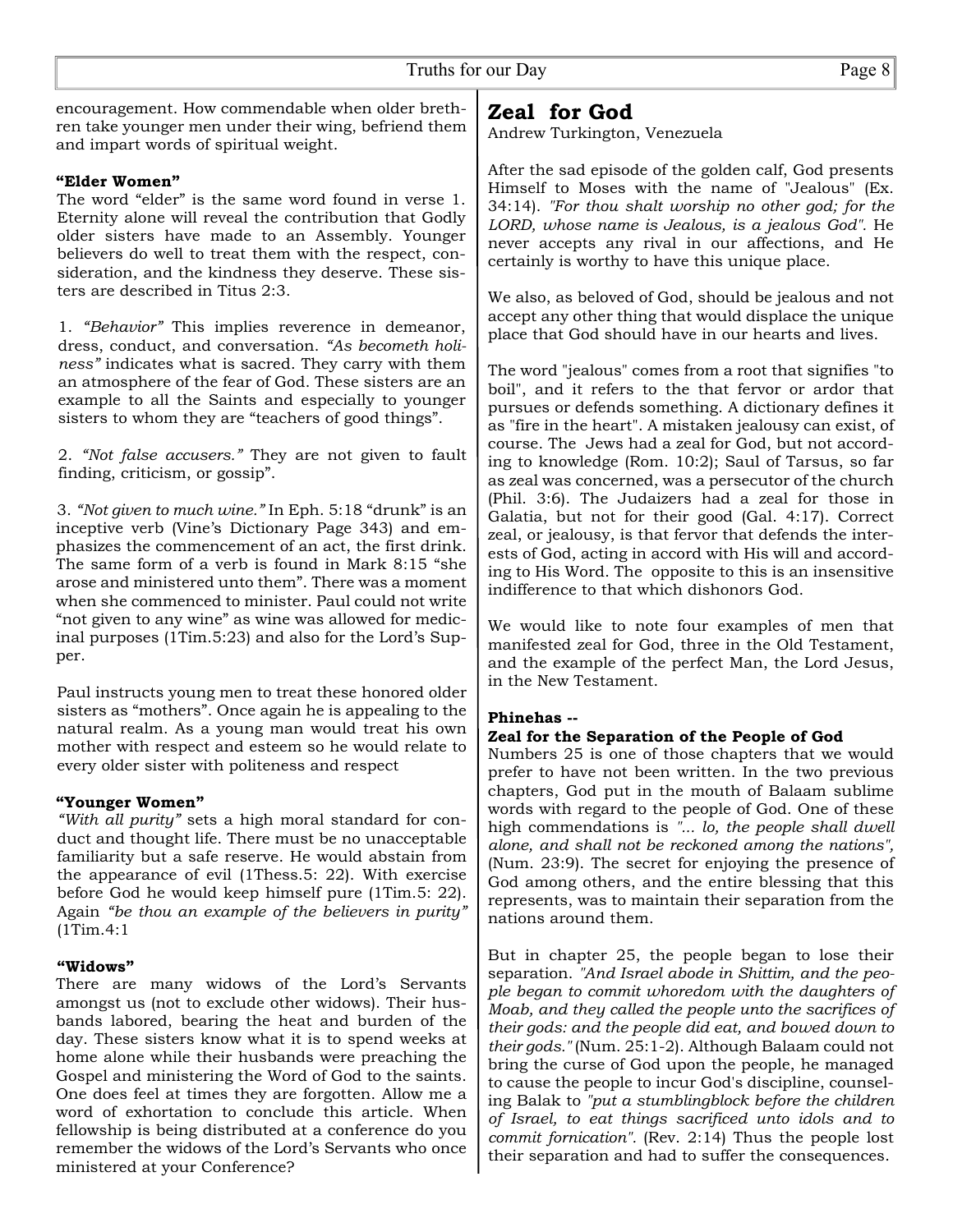encouragement. How commendable when older brethren take younger men under their wing, befriend them and impart words of spiritual weight.

**"Elder Women"**

The word "elder" is the same word found in verse 1. Eternity alone will reveal the contribution that Godly older sisters have made to an Assembly. Younger believers do well to treat them with the respect, consideration, and the kindness they deserve. These sisters are described in Titus 2:3.

1. *"Behavior"* This implies reverence in demeanor, dress, conduct, and conversation. *"As becometh holiness"* indicates what is sacred. They carry with them an atmosphere of the fear of God. These sisters are an example to all the Saints and especially to younger sisters to whom they are "teachers of good things".

2. *"Not false accusers."* They are not given to fault finding, criticism, or gossip".

3. *"Not given to much wine."* In Eph. 5:18 "drunk" is an inceptive verb (Vine's Dictionary Page 343) and emphasizes the commencement of an act, the first drink. The same form of a verb is found in Mark 8:15 "she arose and ministered unto them". There was a moment when she commenced to minister. Paul could not write "not given to any wine" as wine was allowed for medicinal purposes (1Tim.5:23) and also for the Lord's Supper.

Paul instructs young men to treat these honored older sisters as "mothers". Once again he is appealing to the natural realm. As a young man would treat his own mother with respect and esteem so he would relate to every older sister with politeness and respect

**"Younger Women"**

*"With all purity"* sets a high moral standard for conduct and thought life. There must be no unacceptable familiarity but a safe reserve. He would abstain from the appearance of evil (1Thess.5: 22). With exercise before God he would keep himself pure (1Tim.5: 22). Again *"be thou an example of the believers in purity"* (1Tim.4:1

**"Widows"**

There are many widows of the Lord's Servants amongst us (not to exclude other widows). Their husbands labored, bearing the heat and burden of the day. These sisters know what it is to spend weeks at home alone while their husbands were preaching the Gospel and ministering the Word of God to the saints. One does feel at times they are forgotten. Allow me a word of exhortation to conclude this article. When fellowship is being distributed at a conference do you remember the widows of the Lord's Servants who once ministered at your Conference?

# Zeal for God

Andrew Turkington, Venezuela

After the sad episode of the golden calf, God presents Himself to Moses with the name of "Jealous" (Ex. 34:14). *"For thou shalt worship no other god; for the LORD, whose name is Jealous, is a jealous God".* He never accepts any rival in our affections, and He certainly is worthy to have this unique place.

We also, as beloved of God, should be jealous and not accept any other thing that would displace the unique place that God should have in our hearts and lives.

The word "jealous" comes from a root that signifies "to boil", and it refers to the that fervor or ardor that pursues or defends something. A dictionary defines it as "fire in the heart". A mistaken jealousy can exist, of course. The Jews had a zeal for God, but not according to knowledge (Rom. 10:2); Saul of Tarsus, so far as zeal was concerned, was a persecutor of the church (Phil. 3:6). The Judaizers had a zeal for those in Galatia, but not for their good (Gal. 4:17). Correct zeal, or jealousy, is that fervor that defends the interests of God, acting in accord with His will and according to His Word. The opposite to this is an insensitive indifference to that which dishonors God.

We would like to note four examples of men that manifested zeal for God, three in the Old Testament, and the example of the perfect Man, the Lord Jesus, in the New Testament.

**Phinehas --**
**Zeal for the Separation of the People of God**

Numbers 25 is one of those chapters that we would prefer to have not been written. In the two previous chapters, God put in the mouth of Balaam sublime words with regard to the people of God. One of these high commendations is *"... lo, the people shall dwell alone, and shall not be reckoned among the nations",* (Num. 23:9). The secret for enjoying the presence of God among others, and the entire blessing that this represents, was to maintain their separation from the nations around them.

But in chapter 25, the people began to lose their separation. *"And Israel abode in Shittim, and the people began to commit whoredom with the daughters of Moab, and they called the people unto the sacrifices of their gods: and the people did eat, and bowed down to their gods."* (Num. 25:1-2). Although Balaam could not bring the curse of God upon the people, he managed to cause the people to incur God's discipline, counseling Balak to *"put a stumblingblock before the children of Israel, to eat things sacrificed unto idols and to commit fornication".* (Rev. 2:14) Thus the people lost their separation and had to suffer the consequences.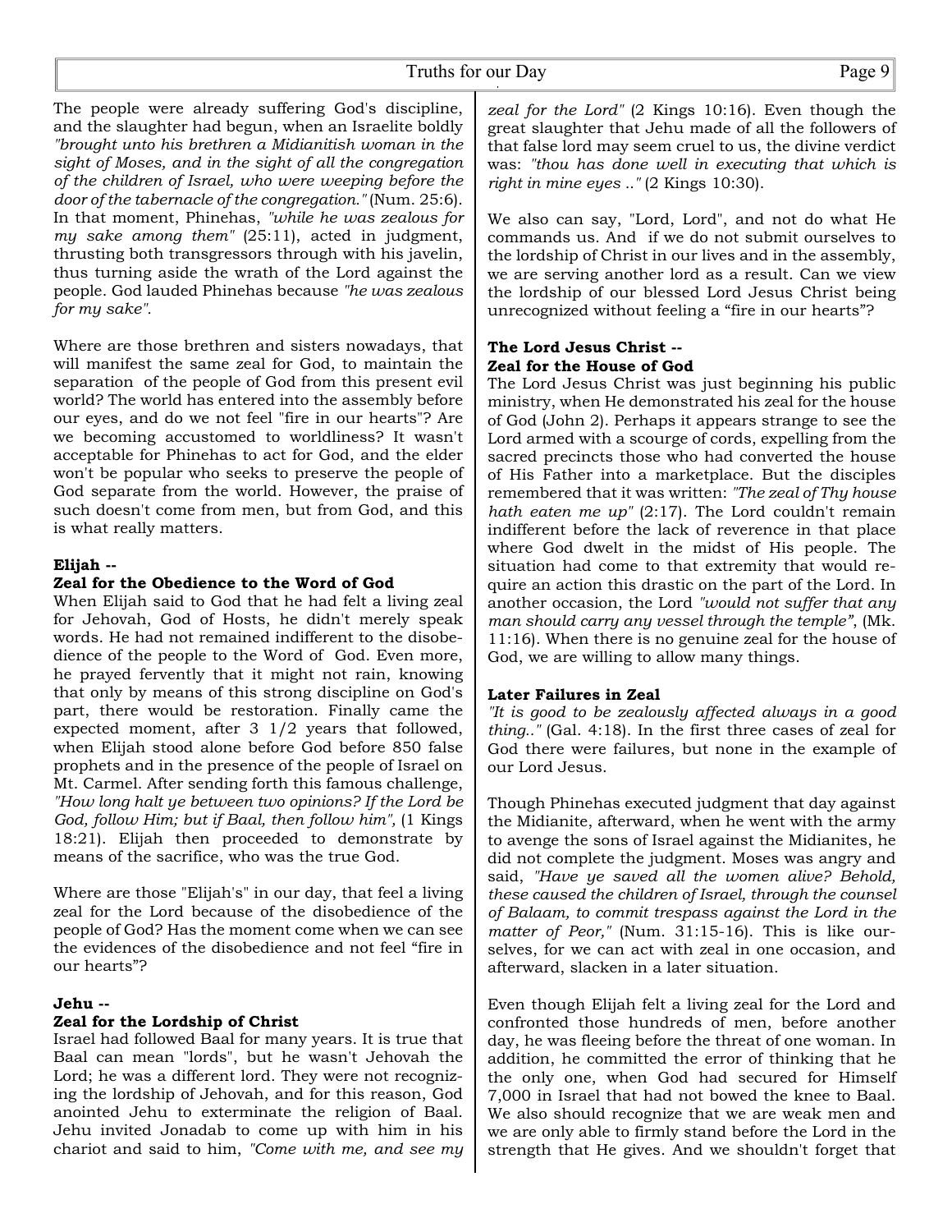The people were already suffering God's discipline, and the slaughter had begun, when an Israelite boldly *"brought unto his brethren a Midianitish woman in the sight of Moses, and in the sight of all the congregation of the children of Israel, who were weeping before the door of the tabernacle of the congregation."* (Num. 25:6). In that moment, Phinehas, *"while he was zealous for my sake among them"* (25:11), acted in judgment, thrusting both transgressors through with his javelin, thus turning aside the wrath of the Lord against the people. God lauded Phinehas because *"he was zealous for my sake"*.

Where are those brethren and sisters nowadays, that will manifest the same zeal for God, to maintain the separation of the people of God from this present evil world? The world has entered into the assembly before our eyes, and do we not feel "fire in our hearts"? Are we becoming accustomed to worldliness? It wasn't acceptable for Phinehas to act for God, and the elder won't be popular who seeks to preserve the people of God separate from the world. However, the praise of such doesn't come from men, but from God, and this is what really matters.

**Elijah --**
**Zeal for the Obedience to the Word of God**

When Elijah said to God that he had felt a living zeal for Jehovah, God of Hosts, he didn't merely speak words. He had not remained indifferent to the disobedience of the people to the Word of God. Even more, he prayed fervently that it might not rain, knowing that only by means of this strong discipline on God's part, there would be restoration. Finally came the expected moment, after 3 1/2 years that followed, when Elijah stood alone before God before 850 false prophets and in the presence of the people of Israel on Mt. Carmel. After sending forth this famous challenge, *"How long halt ye between two opinions? If the Lord be God, follow Him; but if Baal, then follow him",* (1 Kings 18:21). Elijah then proceeded to demonstrate by means of the sacrifice, who was the true God.

Where are those "Elijah's" in our day, that feel a living zeal for the Lord because of the disobedience of the people of God? Has the moment come when we can see the evidences of the disobedience and not feel "fire in our hearts"?

**Jehu --**
**Zeal for the Lordship of Christ**

Israel had followed Baal for many years. It is true that Baal can mean "lords", but he wasn't Jehovah the Lord; he was a different lord. They were not recognizing the lordship of Jehovah, and for this reason, God anointed Jehu to exterminate the religion of Baal. Jehu invited Jonadab to come up with him in his chariot and said to him, *"Come with me, and see my zeal for the Lord"* (2 Kings 10:16). Even though the great slaughter that Jehu made of all the followers of that false lord may seem cruel to us, the divine verdict was: *"thou has done well in executing that which is right in mine eyes .."* (2 Kings 10:30).

We also can say, "Lord, Lord", and not do what He commands us. And if we do not submit ourselves to the lordship of Christ in our lives and in the assembly, we are serving another lord as a result. Can we view the lordship of our blessed Lord Jesus Christ being unrecognized without feeling a "fire in our hearts"?

**The Lord Jesus Christ --**
**Zeal for the House of God**

The Lord Jesus Christ was just beginning his public ministry, when He demonstrated his zeal for the house of God (John 2). Perhaps it appears strange to see the Lord armed with a scourge of cords, expelling from the sacred precincts those who had converted the house of His Father into a marketplace. But the disciples remembered that it was written: *"The zeal of Thy house hath eaten me up"* (2:17). The Lord couldn't remain indifferent before the lack of reverence in that place where God dwelt in the midst of His people. The situation had come to that extremity that would require an action this drastic on the part of the Lord. In another occasion, the Lord *"would not suffer that any man should carry any vessel through the temple"*, (Mk. 11:16). When there is no genuine zeal for the house of God, we are willing to allow many things.

**Later Failures in Zeal**

*"It is good to be zealously affected always in a good thing.."* (Gal. 4:18). In the first three cases of zeal for God there were failures, but none in the example of our Lord Jesus.

Though Phinehas executed judgment that day against the Midianite, afterward, when he went with the army to avenge the sons of Israel against the Midianites, he did not complete the judgment. Moses was angry and said, *"Have ye saved all the women alive? Behold, these caused the children of Israel, through the counsel of Balaam, to commit trespass against the Lord in the matter of Peor,"* (Num. 31:15-16). This is like ourselves, for we can act with zeal in one occasion, and afterward, slacken in a later situation.

Even though Elijah felt a living zeal for the Lord and confronted those hundreds of men, before another day, he was fleeing before the threat of one woman. In addition, he committed the error of thinking that he the only one, when God had secured for Himself 7,000 in Israel that had not bowed the knee to Baal. We also should recognize that we are weak men and we are only able to firmly stand before the Lord in the strength that He gives. And we shouldn't forget that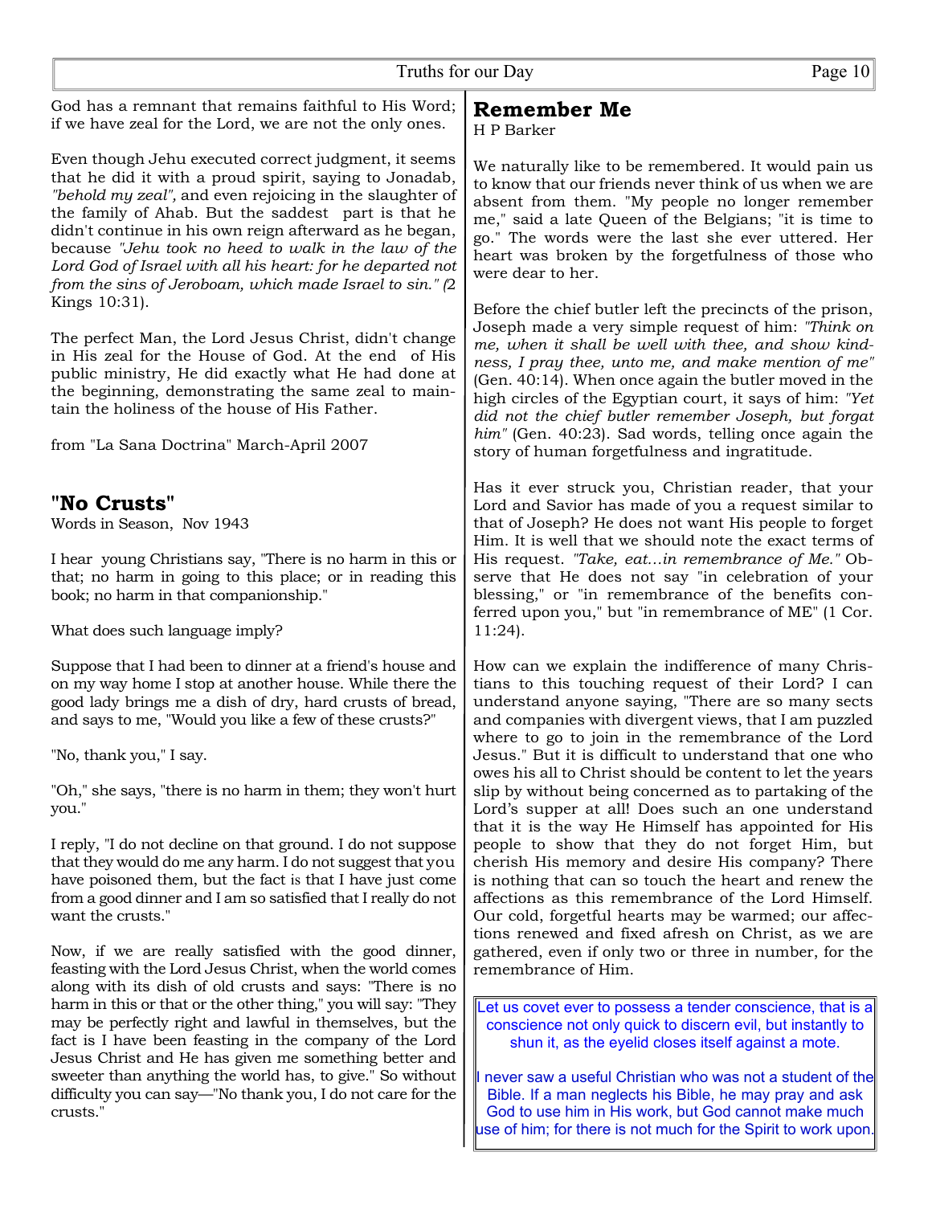God has a remnant that remains faithful to His Word; if we have zeal for the Lord, we are not the only ones.

Even though Jehu executed correct judgment, it seems that he did it with a proud spirit, saying to Jonadab, *"behold my zeal",* and even rejoicing in the slaughter of the family of Ahab. But the saddest part is that he didn't continue in his own reign afterward as he began, because *"Jehu took no heed to walk in the law of the Lord God of Israel with all his heart: for he departed not from the sins of Jeroboam, which made Israel to sin."* (2 Kings 10:31).

The perfect Man, the Lord Jesus Christ, didn't change in His zeal for the House of God. At the end of His public ministry, He did exactly what He had done at the beginning, demonstrating the same zeal to maintain the holiness of the house of His Father.

from "La Sana Doctrina" March-April 2007

## "No Crusts"

Words in Season, Nov 1943

I hear young Christians say, "There is no harm in this or that; no harm in going to this place; or in reading this book; no harm in that companionship."

What does such language imply?

Suppose that I had been to dinner at a friend's house and on my way home I stop at another house. While there the good lady brings me a dish of dry, hard crusts of bread, and says to me, "Would you like a few of these crusts?"

"No, thank you," I say.

"Oh," she says, "there is no harm in them; they won't hurt you."

I reply, "I do not decline on that ground. I do not suppose that they would do me any harm. I do not suggest that you have poisoned them, but the fact is that I have just come from a good dinner and I am so satisfied that I really do not want the crusts."

Now, if we are really satisfied with the good dinner, feasting with the Lord Jesus Christ, when the world comes along with its dish of old crusts and says: "There is no harm in this or that or the other thing," you will say: "They may be perfectly right and lawful in themselves, but the fact is I have been feasting in the company of the Lord Jesus Christ and He has given me something better and sweeter than anything the world has, to give." So without difficulty you can say—"No thank you, I do not care for the crusts."

## Remember Me

H P Barker

We naturally like to be remembered. It would pain us to know that our friends never think of us when we are absent from them. "My people no longer remember me," said a late Queen of the Belgians; "it is time to go." The words were the last she ever uttered. Her heart was broken by the forgetfulness of those who were dear to her.

Before the chief butler left the precincts of the prison, Joseph made a very simple request of him: *"Think on me, when it shall be well with thee, and show kindness, I pray thee, unto me, and make mention of me"* (Gen. 40:14). When once again the butler moved in the high circles of the Egyptian court, it says of him: *"Yet did not the chief butler remember Joseph, but forgat him"* (Gen. 40:23). Sad words, telling once again the story of human forgetfulness and ingratitude.

Has it ever struck you, Christian reader, that your Lord and Savior has made of you a request similar to that of Joseph? He does not want His people to forget Him. It is well that we should note the exact terms of His request. *"Take, eat...in remembrance of Me."* Observe that He does not say "in celebration of your blessing," or "in remembrance of the benefits conferred upon you," but "in remembrance of ME" (1 Cor. 11:24).

How can we explain the indifference of many Christians to this touching request of their Lord? I can understand anyone saying, "There are so many sects and companies with divergent views, that I am puzzled where to go to join in the remembrance of the Lord Jesus." But it is difficult to understand that one who owes his all to Christ should be content to let the years slip by without being concerned as to partaking of the Lord's supper at all! Does such an one understand that it is the way He Himself has appointed for His people to show that they do not forget Him, but cherish His memory and desire His company? There is nothing that can so touch the heart and renew the affections as this remembrance of the Lord Himself. Our cold, forgetful hearts may be warmed; our affections renewed and fixed afresh on Christ, as we are gathered, even if only two or three in number, for the remembrance of Him.

Let us covet ever to possess a tender conscience, that is a conscience not only quick to discern evil, but instantly to shun it, as the eyelid closes itself against a mote.

I never saw a useful Christian who was not a student of the Bible. If a man neglects his Bible, he may pray and ask God to use him in His work, but God cannot make much use of him; for there is not much for the Spirit to work upon.